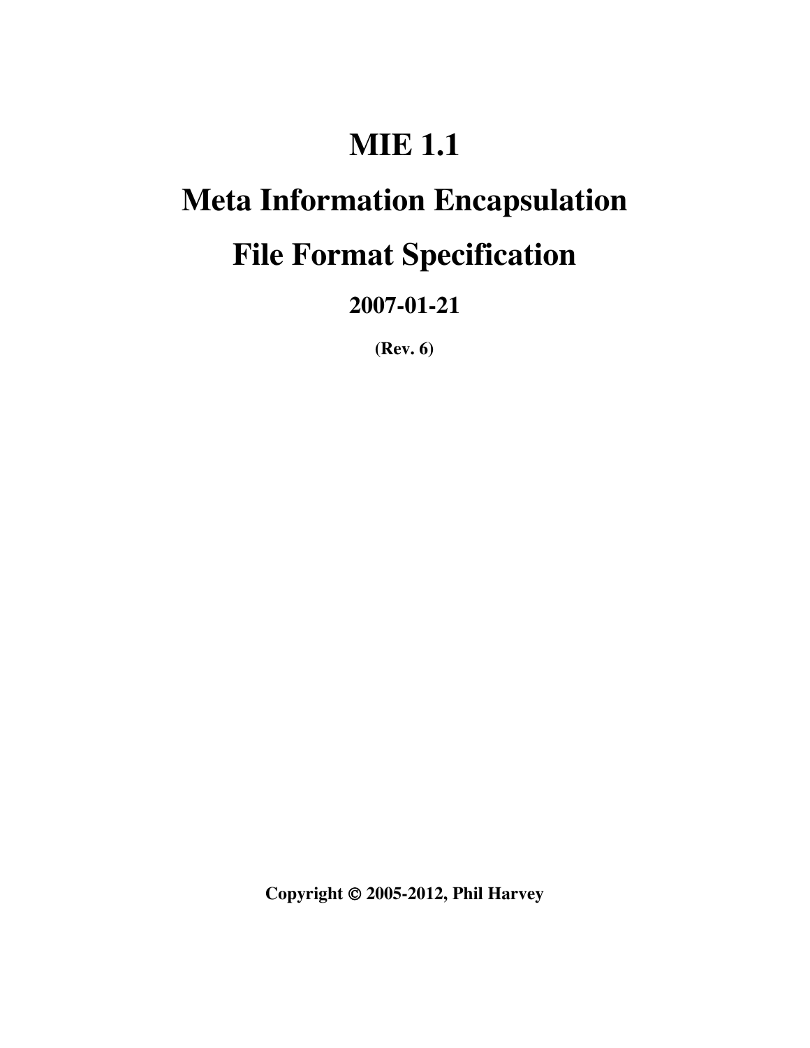# MIE 1.1

# Meta Information Encapsulation

# File Format Specification

**2007-01-21**

**(Rev. 6)**

**Copyright © 2005-2012, Phil Harvey**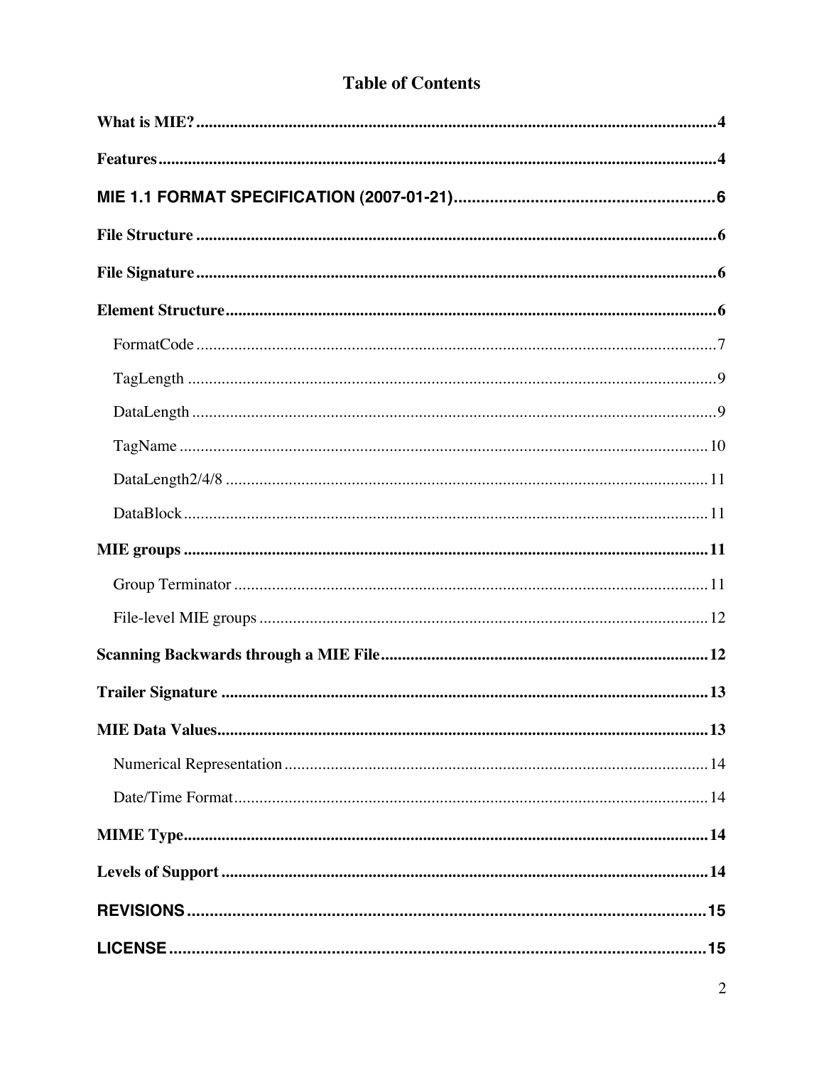# Table of Contents

**What is MIE?** ..... 4

**Features** ..... 4

**MIE 1.1 FORMAT SPECIFICATION (2007-01-21)** ..... 6

**File Structure** ..... 6

**File Signature** ..... 6

**Element Structure** ..... 6

- FormatCode ..... 7
- TagLength ..... 9
- DataLength ..... 9
- TagName ..... 10
- DataLength2/4/8 ..... 11
- DataBlock ..... 11

**MIE groups** ..... 11

- Group Terminator ..... 11
- File-level MIE groups ..... 12

**Scanning Backwards through a MIE File** ..... 12

**Trailer Signature** ..... 13

**MIE Data Values** ..... 13

- Numerical Representation ..... 14
- Date/Time Format ..... 14

**MIME Type** ..... 14

**Levels of Support** ..... 14

**REVISIONS** ..... 15

**LICENSE** ..... 15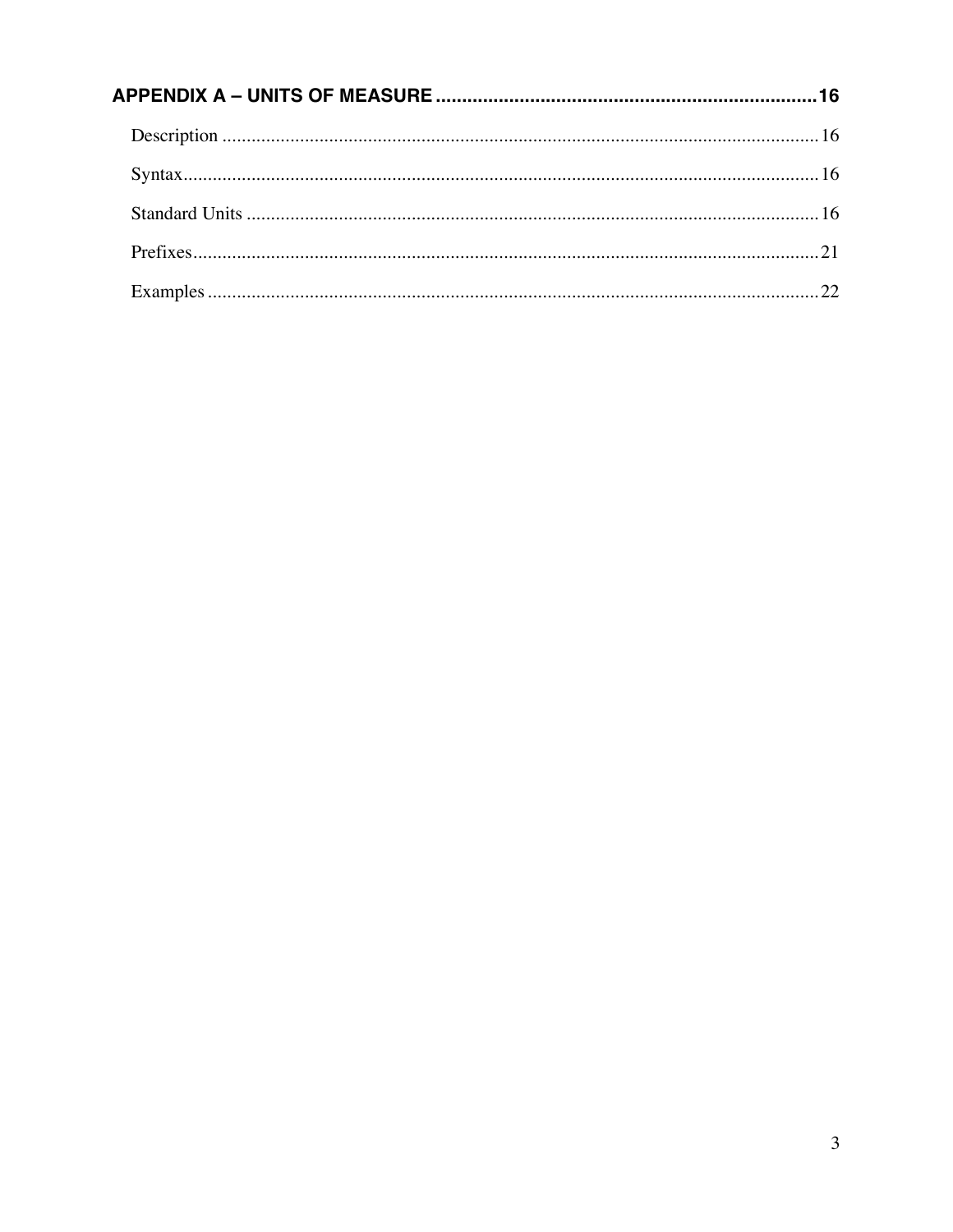**APPENDIX A – UNITS OF MEASURE .......................................................................... 16**

Description ........................................................................................................................ 16

Syntax................................................................................................................................ 16

Standard Units ................................................................................................................... 16

Prefixes.............................................................................................................................. 21

Examples ........................................................................................................................... 22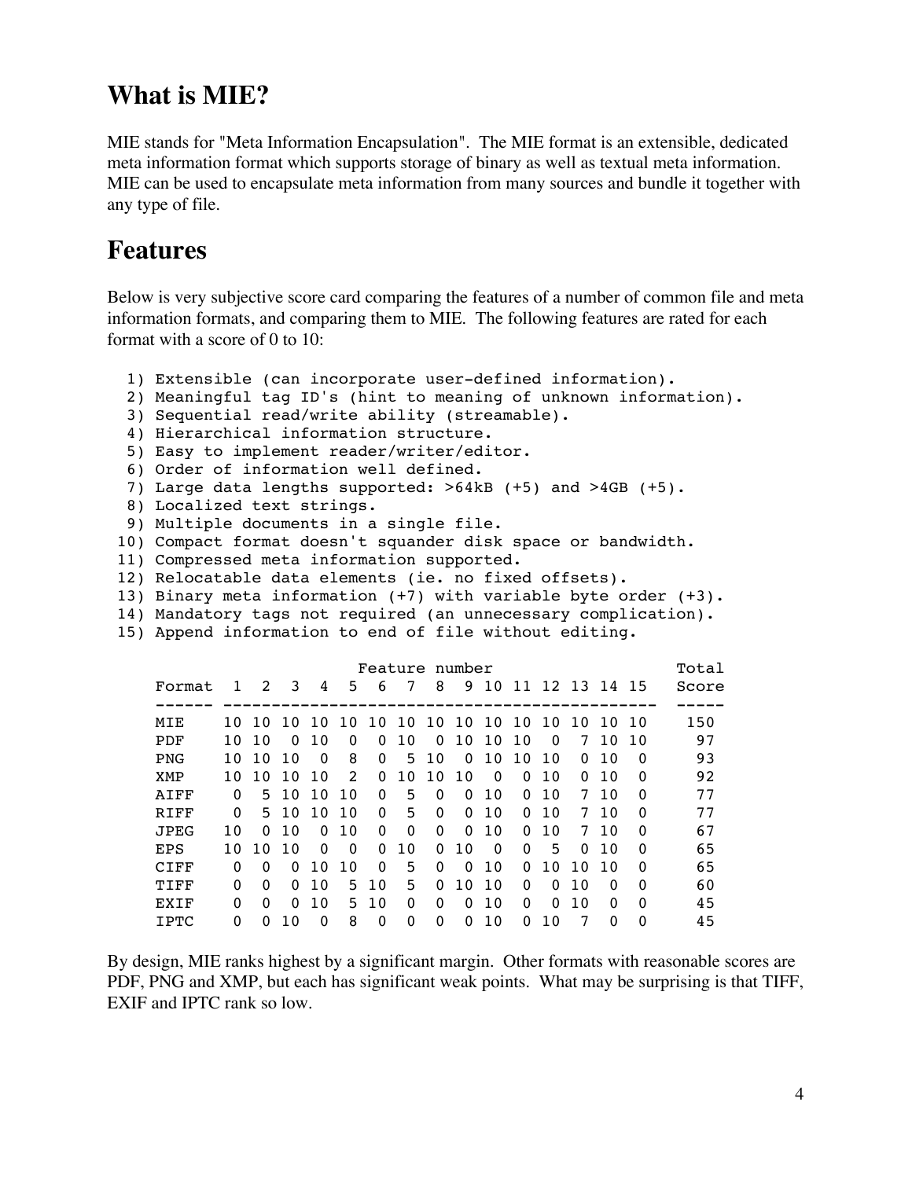## What is MIE?

MIE stands for "Meta Information Encapsulation". The MIE format is an extensible, dedicated meta information format which supports storage of binary as well as textual meta information. MIE can be used to encapsulate meta information from many sources and bundle it together with any type of file.

## Features

Below is very subjective score card comparing the features of a number of common file and meta information formats, and comparing them to MIE. The following features are rated for each format with a score of 0 to 10:

```
 1) Extensible (can incorporate user-defined information).
 2) Meaningful tag ID's (hint to meaning of unknown information).
 3) Sequential read/write ability (streamable).
 4) Hierarchical information structure.
 5) Easy to implement reader/writer/editor.
 6) Order of information well defined.
 7) Large data lengths supported: >64kB (+5) and >4GB (+5).
 8) Localized text strings.
 9) Multiple documents in a single file.
10) Compact format doesn't squander disk space or bandwidth.
11) Compressed meta information supported.
12) Relocatable data elements (ie. no fixed offsets).
13) Binary meta information (+7) with variable byte order (+3).
14) Mandatory tags not required (an unnecessary complication).
15) Append information to end of file without editing.
```

| | Feature number | | | | | | | | | | | | | | | Total |
|---|---|---|---|---|---|---|---|---|---|---|---|---|---|---|---|---|
| Format | 1 | 2 | 3 | 4 | 5 | 6 | 7 | 8 | 9 | 10 | 11 | 12 | 13 | 14 | 15 | Score |
| MIE | 10 | 10 | 10 | 10 | 10 | 10 | 10 | 10 | 10 | 10 | 10 | 10 | 10 | 10 | 10 | 150 |
| PDF | 10 | 10 | 0 | 10 | 0 | 0 | 10 | 0 | 10 | 10 | 10 | 0 | 7 | 10 | 10 | 97 |
| PNG | 10 | 10 | 10 | 0 | 8 | 0 | 5 | 10 | 0 | 10 | 10 | 10 | 0 | 10 | 0 | 93 |
| XMP | 10 | 10 | 10 | 10 | 2 | 0 | 10 | 10 | 10 | 0 | 0 | 10 | 0 | 10 | 0 | 92 |
| AIFF | 0 | 5 | 10 | 10 | 10 | 0 | 5 | 0 | 0 | 10 | 0 | 10 | 7 | 10 | 0 | 77 |
| RIFF | 0 | 5 | 10 | 10 | 10 | 0 | 5 | 0 | 0 | 10 | 0 | 10 | 7 | 10 | 0 | 77 |
| JPEG | 10 | 0 | 10 | 0 | 10 | 0 | 0 | 0 | 0 | 10 | 0 | 10 | 7 | 10 | 0 | 67 |
| EPS | 10 | 10 | 10 | 0 | 0 | 0 | 10 | 0 | 10 | 0 | 0 | 5 | 0 | 10 | 0 | 65 |
| CIFF | 0 | 0 | 0 | 10 | 10 | 0 | 5 | 0 | 0 | 10 | 0 | 10 | 10 | 10 | 0 | 65 |
| TIFF | 0 | 0 | 0 | 10 | 5 | 10 | 5 | 0 | 10 | 10 | 0 | 0 | 10 | 0 | 0 | 60 |
| EXIF | 0 | 0 | 0 | 10 | 5 | 10 | 0 | 0 | 0 | 10 | 0 | 0 | 10 | 0 | 0 | 45 |
| IPTC | 0 | 0 | 10 | 0 | 8 | 0 | 0 | 0 | 0 | 10 | 0 | 10 | 7 | 0 | 0 | 45 |

By design, MIE ranks highest by a significant margin. Other formats with reasonable scores are PDF, PNG and XMP, but each has significant weak points. What may be surprising is that TIFF, EXIF and IPTC rank so low.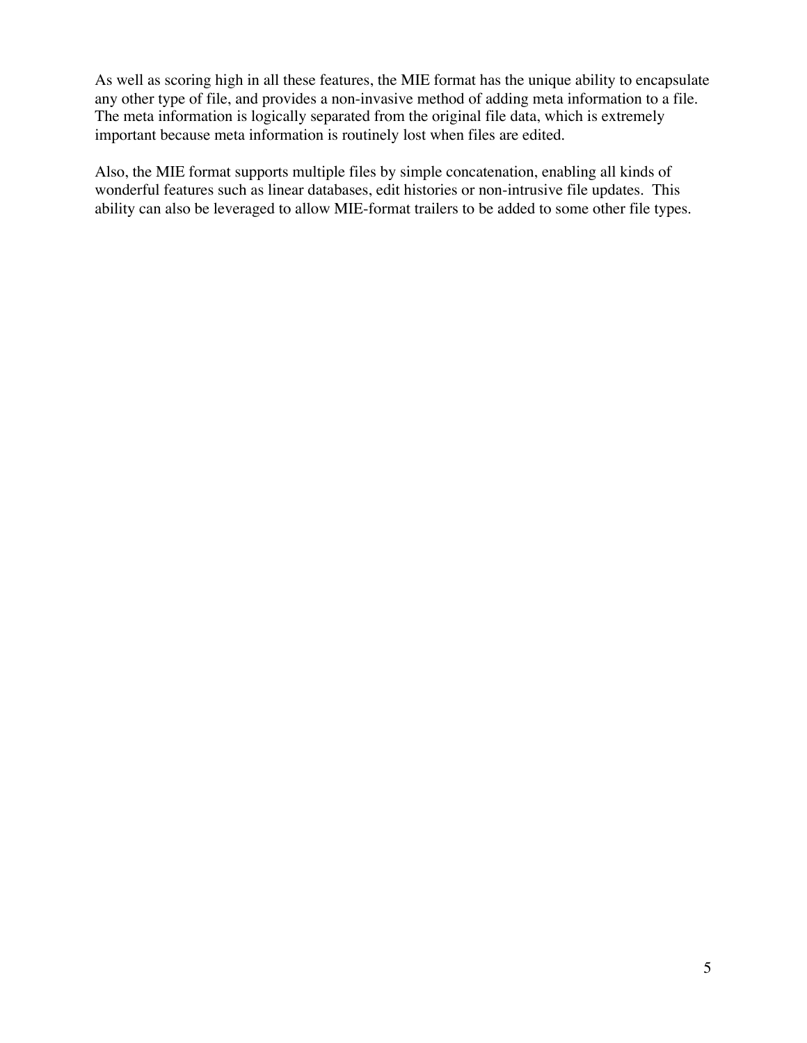As well as scoring high in all these features, the MIE format has the unique ability to encapsulate any other type of file, and provides a non-invasive method of adding meta information to a file. The meta information is logically separated from the original file data, which is extremely important because meta information is routinely lost when files are edited.

Also, the MIE format supports multiple files by simple concatenation, enabling all kinds of wonderful features such as linear databases, edit histories or non-intrusive file updates. This ability can also be leveraged to allow MIE-format trailers to be added to some other file types.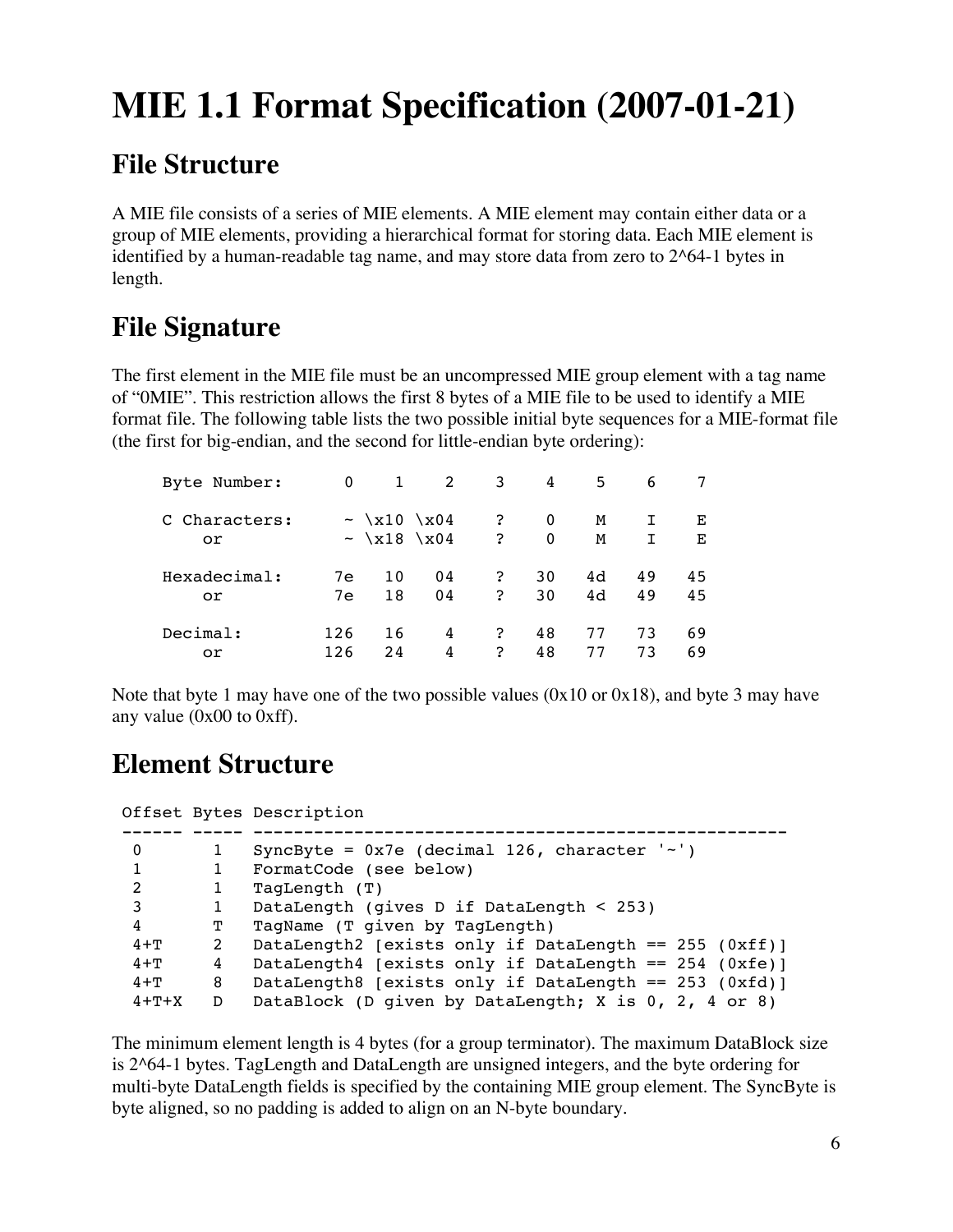# MIE 1.1 Format Specification (2007-01-21)

## File Structure

A MIE file consists of a series of MIE elements. A MIE element may contain either data or a group of MIE elements, providing a hierarchical format for storing data. Each MIE element is identified by a human-readable tag name, and may store data from zero to 2^64-1 bytes in length.

## File Signature

The first element in the MIE file must be an uncompressed MIE group element with a tag name of "0MIE". This restriction allows the first 8 bytes of a MIE file to be used to identify a MIE format file. The following table lists the two possible initial byte sequences for a MIE-format file (the first for big-endian, and the second for little-endian byte ordering):

```
Byte Number:       0     1     2     3     4     5     6     7

C Characters:      ~  \x10  \x04    ?     0     M     I     E
    or             ~  \x18  \x04    ?     0     M     I     E

Hexadecimal:      7e    10    04    ?    30    4d    49    45
    or            7e    18    04    ?    30    4d    49    45

Decimal:         126    16     4    ?    48    77    73    69
    or           126    24     4    ?    48    77    73    69
```

Note that byte 1 may have one of the two possible values (0x10 or 0x18), and byte 3 may have any value (0x00 to 0xff).

## Element Structure

```
 Offset Bytes Description
 ------ ----- -----------------------------------------------------
  0       1   SyncByte = 0x7e (decimal 126, character '~')
  1       1   FormatCode (see below)
  2       1   TagLength (T)
  3       1   DataLength (gives D if DataLength < 253)
  4       T   TagName (T given by TagLength)
  4+T     2   DataLength2 [exists only if DataLength == 255 (0xff)]
  4+T     4   DataLength4 [exists only if DataLength == 254 (0xfe)]
  4+T     8   DataLength8 [exists only if DataLength == 253 (0xfd)]
  4+T+X   D   DataBlock (D given by DataLength; X is 0, 2, 4 or 8)
```

The minimum element length is 4 bytes (for a group terminator). The maximum DataBlock size is 2^64-1 bytes. TagLength and DataLength are unsigned integers, and the byte ordering for multi-byte DataLength fields is specified by the containing MIE group element. The SyncByte is byte aligned, so no padding is added to align on an N-byte boundary.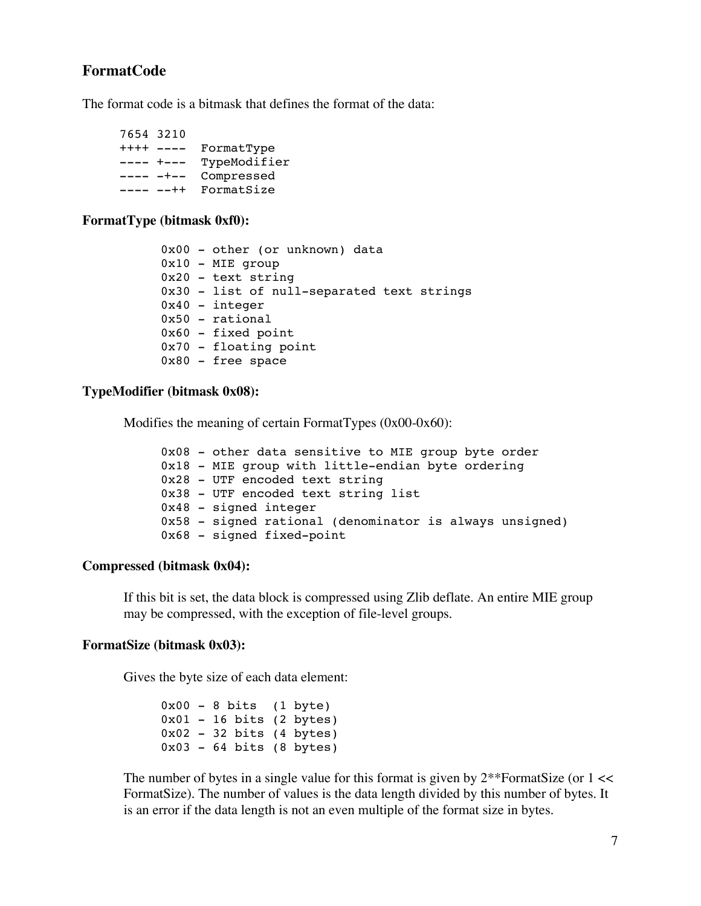## FormatCode

The format code is a bitmask that defines the format of the data:

```
7654 3210
++++ ----  FormatType
---- +---  TypeModifier
---- -+--  Compressed
---- --++  FormatSize
```

### FormatType (bitmask 0xf0):

```
0x00 - other (or unknown) data
0x10 - MIE group
0x20 - text string
0x30 - list of null-separated text strings
0x40 - integer
0x50 - rational
0x60 - fixed point
0x70 - floating point
0x80 - free space
```

### TypeModifier (bitmask 0x08):

Modifies the meaning of certain FormatTypes (0x00-0x60):

```
0x08 - other data sensitive to MIE group byte order
0x18 - MIE group with little-endian byte ordering
0x28 - UTF encoded text string
0x38 - UTF encoded text string list
0x48 - signed integer
0x58 - signed rational (denominator is always unsigned)
0x68 - signed fixed-point
```

### Compressed (bitmask 0x04):

If this bit is set, the data block is compressed using Zlib deflate. An entire MIE group may be compressed, with the exception of file-level groups.

### FormatSize (bitmask 0x03):

Gives the byte size of each data element:

```
0x00 - 8 bits  (1 byte)
0x01 - 16 bits (2 bytes)
0x02 - 32 bits (4 bytes)
0x03 - 64 bits (8 bytes)
```

The number of bytes in a single value for this format is given by 2**FormatSize (or 1 << FormatSize). The number of values is the data length divided by this number of bytes. It is an error if the data length is not an even multiple of the format size in bytes.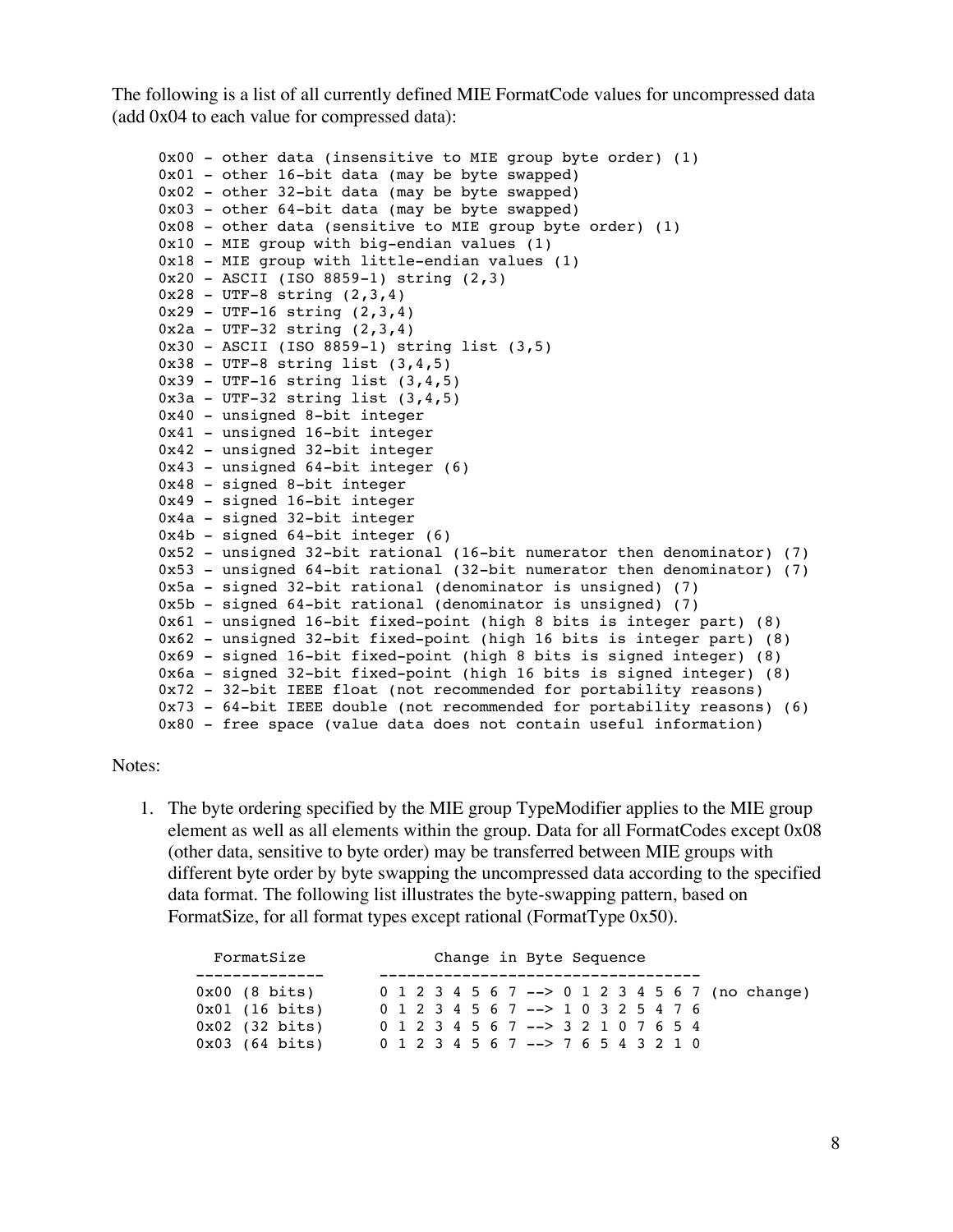The following is a list of all currently defined MIE FormatCode values for uncompressed data (add 0x04 to each value for compressed data):

```
0x00 - other data (insensitive to MIE group byte order) (1)
0x01 - other 16-bit data (may be byte swapped)
0x02 - other 32-bit data (may be byte swapped)
0x03 - other 64-bit data (may be byte swapped)
0x08 - other data (sensitive to MIE group byte order) (1)
0x10 - MIE group with big-endian values (1)
0x18 - MIE group with little-endian values (1)
0x20 - ASCII (ISO 8859-1) string (2,3)
0x28 - UTF-8 string (2,3,4)
0x29 - UTF-16 string (2,3,4)
0x2a - UTF-32 string (2,3,4)
0x30 - ASCII (ISO 8859-1) string list (3,5)
0x38 - UTF-8 string list (3,4,5)
0x39 - UTF-16 string list (3,4,5)
0x3a - UTF-32 string list (3,4,5)
0x40 - unsigned 8-bit integer
0x41 - unsigned 16-bit integer
0x42 - unsigned 32-bit integer
0x43 - unsigned 64-bit integer (6)
0x48 - signed 8-bit integer
0x49 - signed 16-bit integer
0x4a - signed 32-bit integer
0x4b - signed 64-bit integer (6)
0x52 - unsigned 32-bit rational (16-bit numerator then denominator) (7)
0x53 - unsigned 64-bit rational (32-bit numerator then denominator) (7)
0x5a - signed 32-bit rational (denominator is unsigned) (7)
0x5b - signed 64-bit rational (denominator is unsigned) (7)
0x61 - unsigned 16-bit fixed-point (high 8 bits is integer part) (8)
0x62 - unsigned 32-bit fixed-point (high 16 bits is integer part) (8)
0x69 - signed 16-bit fixed-point (high 8 bits is signed integer) (8)
0x6a - signed 32-bit fixed-point (high 16 bits is signed integer) (8)
0x72 - 32-bit IEEE float (not recommended for portability reasons)
0x73 - 64-bit IEEE double (not recommended for portability reasons) (6)
0x80 - free space (value data does not contain useful information)
```

Notes:

1. The byte ordering specified by the MIE group TypeModifier applies to the MIE group element as well as all elements within the group. Data for all FormatCodes except 0x08 (other data, sensitive to byte order) may be transferred between MIE groups with different byte order by byte swapping the uncompressed data according to the specified data format. The following list illustrates the byte-swapping pattern, based on FormatSize, for all format types except rational (FormatType 0x50).

```
  FormatSize           Change in Byte Sequence
--------------      ----------------------------------
0x00 (8 bits)       0 1 2 3 4 5 6 7 --> 0 1 2 3 4 5 6 7 (no change)
0x01 (16 bits)      0 1 2 3 4 5 6 7 --> 1 0 3 2 5 4 7 6
0x02 (32 bits)      0 1 2 3 4 5 6 7 --> 3 2 1 0 7 6 5 4
0x03 (64 bits)      0 1 2 3 4 5 6 7 --> 7 6 5 4 3 2 1 0
```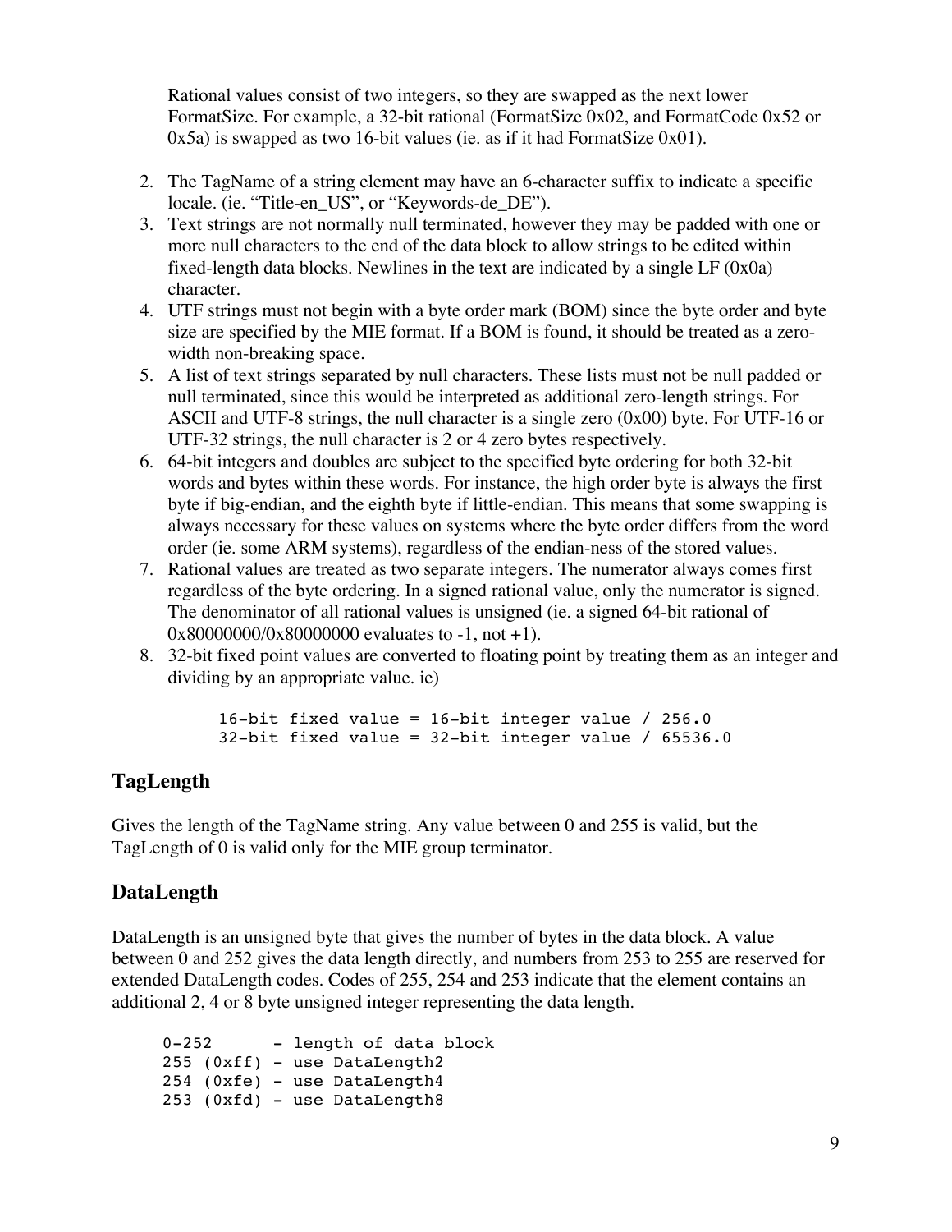Rational values consist of two integers, so they are swapped as the next lower FormatSize. For example, a 32-bit rational (FormatSize 0x02, and FormatCode 0x52 or 0x5a) is swapped as two 16-bit values (ie. as if it had FormatSize 0x01).

2. The TagName of a string element may have an 6-character suffix to indicate a specific locale. (ie. “Title-en_US”, or “Keywords-de_DE”).
3. Text strings are not normally null terminated, however they may be padded with one or more null characters to the end of the data block to allow strings to be edited within fixed-length data blocks. Newlines in the text are indicated by a single LF (0x0a) character.
4. UTF strings must not begin with a byte order mark (BOM) since the byte order and byte size are specified by the MIE format. If a BOM is found, it should be treated as a zero-width non-breaking space.
5. A list of text strings separated by null characters. These lists must not be null padded or null terminated, since this would be interpreted as additional zero-length strings. For ASCII and UTF-8 strings, the null character is a single zero (0x00) byte. For UTF-16 or UTF-32 strings, the null character is 2 or 4 zero bytes respectively.
6. 64-bit integers and doubles are subject to the specified byte ordering for both 32-bit words and bytes within these words. For instance, the high order byte is always the first byte if big-endian, and the eighth byte if little-endian. This means that some swapping is always necessary for these values on systems where the byte order differs from the word order (ie. some ARM systems), regardless of the endian-ness of the stored values.
7. Rational values are treated as two separate integers. The numerator always comes first regardless of the byte ordering. In a signed rational value, only the numerator is signed. The denominator of all rational values is unsigned (ie. a signed 64-bit rational of 0x80000000/0x80000000 evaluates to -1, not +1).
8. 32-bit fixed point values are converted to floating point by treating them as an integer and dividing by an appropriate value. ie)

```
16-bit fixed value = 16-bit integer value / 256.0
32-bit fixed value = 32-bit integer value / 65536.0
```

## TagLength

Gives the length of the TagName string. Any value between 0 and 255 is valid, but the TagLength of 0 is valid only for the MIE group terminator.

## DataLength

DataLength is an unsigned byte that gives the number of bytes in the data block. A value between 0 and 252 gives the data length directly, and numbers from 253 to 255 are reserved for extended DataLength codes. Codes of 255, 254 and 253 indicate that the element contains an additional 2, 4 or 8 byte unsigned integer representing the data length.

```
0-252      - length of data block
255 (0xff) - use DataLength2
254 (0xfe) - use DataLength4
253 (0xfd) - use DataLength8
```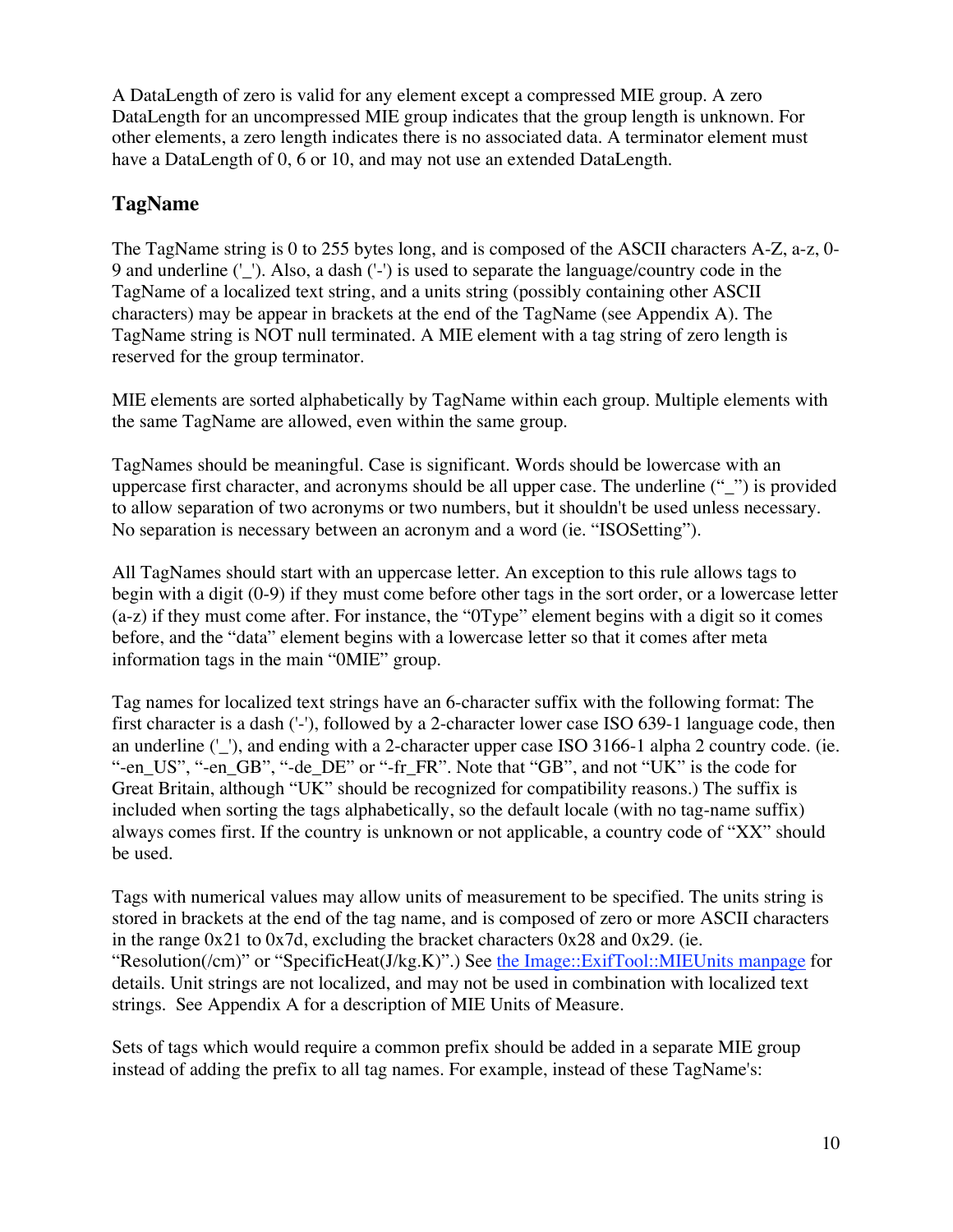A DataLength of zero is valid for any element except a compressed MIE group. A zero DataLength for an uncompressed MIE group indicates that the group length is unknown. For other elements, a zero length indicates there is no associated data. A terminator element must have a DataLength of 0, 6 or 10, and may not use an extended DataLength.

## TagName

The TagName string is 0 to 255 bytes long, and is composed of the ASCII characters A-Z, a-z, 0-9 and underline ('_'). Also, a dash ('-') is used to separate the language/country code in the TagName of a localized text string, and a units string (possibly containing other ASCII characters) may be appear in brackets at the end of the TagName (see Appendix A). The TagName string is NOT null terminated. A MIE element with a tag string of zero length is reserved for the group terminator.

MIE elements are sorted alphabetically by TagName within each group. Multiple elements with the same TagName are allowed, even within the same group.

TagNames should be meaningful. Case is significant. Words should be lowercase with an uppercase first character, and acronyms should be all upper case. The underline ("_") is provided to allow separation of two acronyms or two numbers, but it shouldn't be used unless necessary. No separation is necessary between an acronym and a word (ie. "ISOSetting").

All TagNames should start with an uppercase letter. An exception to this rule allows tags to begin with a digit (0-9) if they must come before other tags in the sort order, or a lowercase letter (a-z) if they must come after. For instance, the "0Type" element begins with a digit so it comes before, and the "data" element begins with a lowercase letter so that it comes after meta information tags in the main "0MIE" group.

Tag names for localized text strings have an 6-character suffix with the following format: The first character is a dash ('-'), followed by a 2-character lower case ISO 639-1 language code, then an underline ('_'), and ending with a 2-character upper case ISO 3166-1 alpha 2 country code. (ie. "-en_US", "-en_GB", "-de_DE" or "-fr_FR". Note that "GB", and not "UK" is the code for Great Britain, although "UK" should be recognized for compatibility reasons.) The suffix is included when sorting the tags alphabetically, so the default locale (with no tag-name suffix) always comes first. If the country is unknown or not applicable, a country code of "XX" should be used.

Tags with numerical values may allow units of measurement to be specified. The units string is stored in brackets at the end of the tag name, and is composed of zero or more ASCII characters in the range 0x21 to 0x7d, excluding the bracket characters 0x28 and 0x29. (ie. "Resolution(/cm)" or "SpecificHeat(J/kg.K)".) See [the Image::ExifTool::MIEUnits manpage]() for details. Unit strings are not localized, and may not be used in combination with localized text strings. See Appendix A for a description of MIE Units of Measure.

Sets of tags which would require a common prefix should be added in a separate MIE group instead of adding the prefix to all tag names. For example, instead of these TagName's: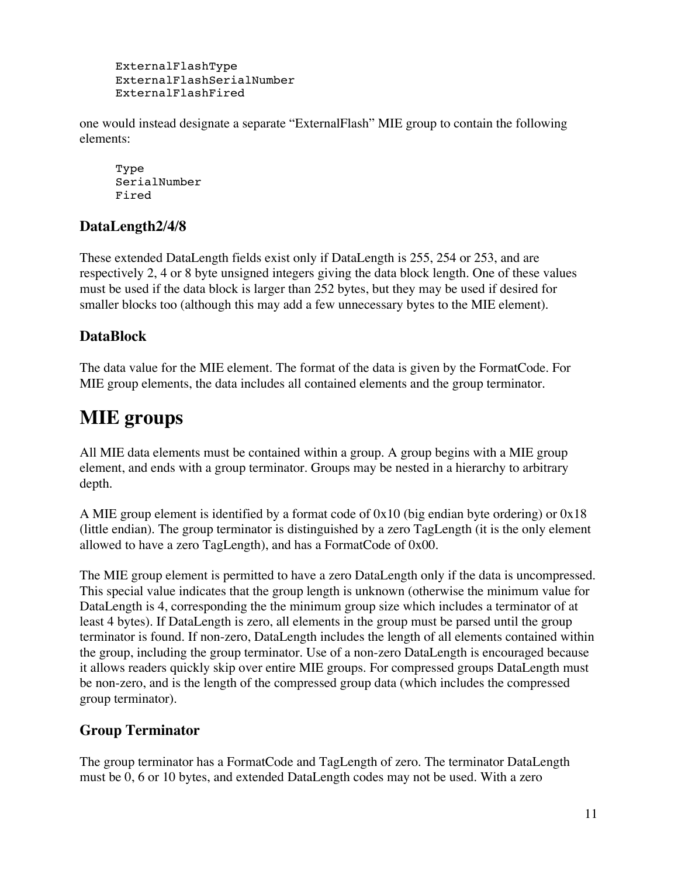```
ExternalFlashType
ExternalFlashSerialNumber
ExternalFlashFired
```

one would instead designate a separate "ExternalFlash" MIE group to contain the following elements:

```
Type
SerialNumber
Fired
```

### DataLength2/4/8

These extended DataLength fields exist only if DataLength is 255, 254 or 253, and are respectively 2, 4 or 8 byte unsigned integers giving the data block length. One of these values must be used if the data block is larger than 252 bytes, but they may be used if desired for smaller blocks too (although this may add a few unnecessary bytes to the MIE element).

### DataBlock

The data value for the MIE element. The format of the data is given by the FormatCode. For MIE group elements, the data includes all contained elements and the group terminator.

## MIE groups

All MIE data elements must be contained within a group. A group begins with a MIE group element, and ends with a group terminator. Groups may be nested in a hierarchy to arbitrary depth.

A MIE group element is identified by a format code of 0x10 (big endian byte ordering) or 0x18 (little endian). The group terminator is distinguished by a zero TagLength (it is the only element allowed to have a zero TagLength), and has a FormatCode of 0x00.

The MIE group element is permitted to have a zero DataLength only if the data is uncompressed. This special value indicates that the group length is unknown (otherwise the minimum value for DataLength is 4, corresponding the the minimum group size which includes a terminator of at least 4 bytes). If DataLength is zero, all elements in the group must be parsed until the group terminator is found. If non-zero, DataLength includes the length of all elements contained within the group, including the group terminator. Use of a non-zero DataLength is encouraged because it allows readers quickly skip over entire MIE groups. For compressed groups DataLength must be non-zero, and is the length of the compressed group data (which includes the compressed group terminator).

### Group Terminator

The group terminator has a FormatCode and TagLength of zero. The terminator DataLength must be 0, 6 or 10 bytes, and extended DataLength codes may not be used. With a zero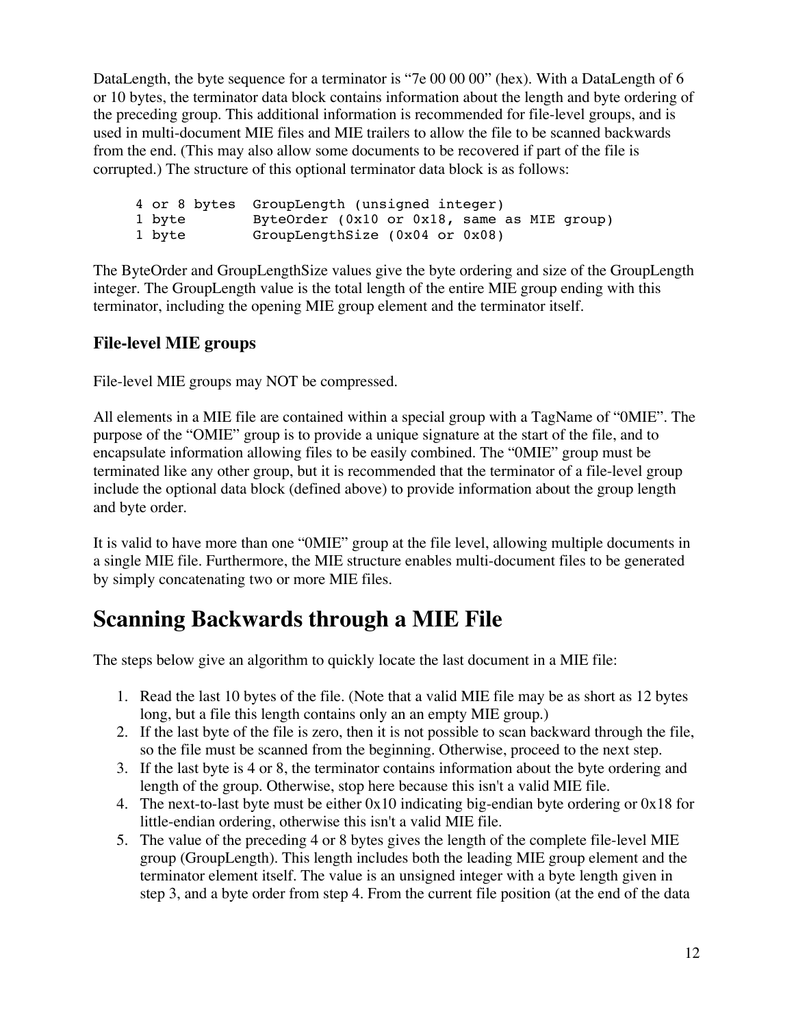DataLength, the byte sequence for a terminator is “7e 00 00 00” (hex). With a DataLength of 6 or 10 bytes, the terminator data block contains information about the length and byte ordering of the preceding group. This additional information is recommended for file-level groups, and is used in multi-document MIE files and MIE trailers to allow the file to be scanned backwards from the end. (This may also allow some documents to be recovered if part of the file is corrupted.) The structure of this optional terminator data block is as follows:

```
4 or 8 bytes  GroupLength (unsigned integer)
1 byte        ByteOrder (0x10 or 0x18, same as MIE group)
1 byte        GroupLengthSize (0x04 or 0x08)
```

The ByteOrder and GroupLengthSize values give the byte ordering and size of the GroupLength integer. The GroupLength value is the total length of the entire MIE group ending with this terminator, including the opening MIE group element and the terminator itself.

### File-level MIE groups

File-level MIE groups may NOT be compressed.

All elements in a MIE file are contained within a special group with a TagName of “0MIE”. The purpose of the “OMIE” group is to provide a unique signature at the start of the file, and to encapsulate information allowing files to be easily combined. The “0MIE” group must be terminated like any other group, but it is recommended that the terminator of a file-level group include the optional data block (defined above) to provide information about the group length and byte order.

It is valid to have more than one “0MIE” group at the file level, allowing multiple documents in a single MIE file. Furthermore, the MIE structure enables multi-document files to be generated by simply concatenating two or more MIE files.

## Scanning Backwards through a MIE File

The steps below give an algorithm to quickly locate the last document in a MIE file:

1. Read the last 10 bytes of the file. (Note that a valid MIE file may be as short as 12 bytes long, but a file this length contains only an an empty MIE group.)
2. If the last byte of the file is zero, then it is not possible to scan backward through the file, so the file must be scanned from the beginning. Otherwise, proceed to the next step.
3. If the last byte is 4 or 8, the terminator contains information about the byte ordering and length of the group. Otherwise, stop here because this isn't a valid MIE file.
4. The next-to-last byte must be either 0x10 indicating big-endian byte ordering or 0x18 for little-endian ordering, otherwise this isn't a valid MIE file.
5. The value of the preceding 4 or 8 bytes gives the length of the complete file-level MIE group (GroupLength). This length includes both the leading MIE group element and the terminator element itself. The value is an unsigned integer with a byte length given in step 3, and a byte order from step 4. From the current file position (at the end of the data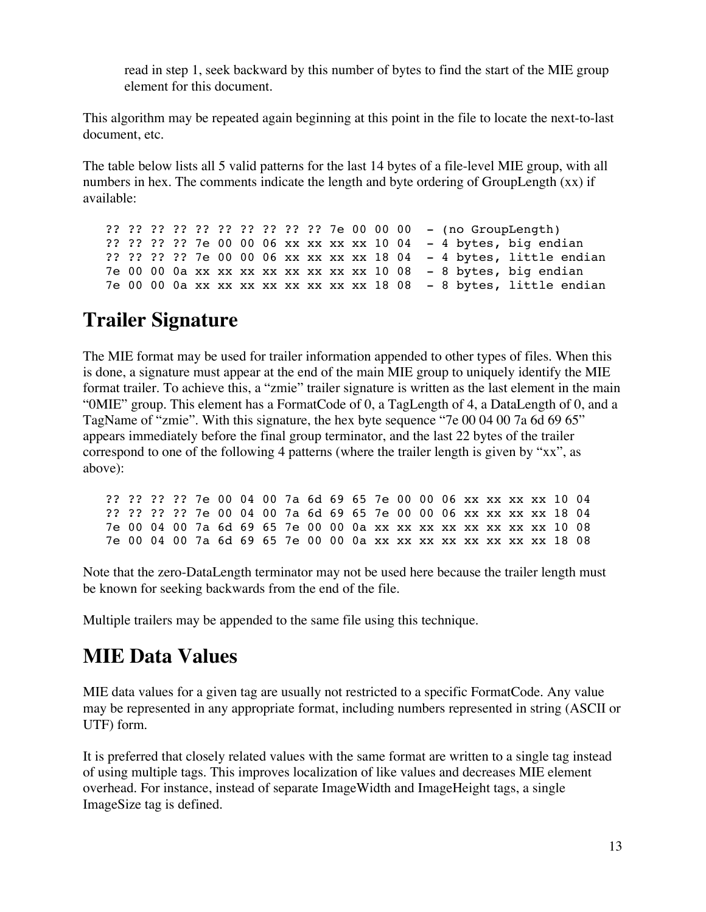read in step 1, seek backward by this number of bytes to find the start of the MIE group element for this document.

This algorithm may be repeated again beginning at this point in the file to locate the next-to-last document, etc.

The table below lists all 5 valid patterns for the last 14 bytes of a file-level MIE group, with all numbers in hex. The comments indicate the length and byte ordering of GroupLength (xx) if available:

```
?? ?? ?? ?? ?? ?? ?? ?? ?? ?? 7e 00 00 00  - (no GroupLength)
?? ?? ?? ?? 7e 00 00 06 xx xx xx xx 10 04  - 4 bytes, big endian
?? ?? ?? ?? 7e 00 00 06 xx xx xx xx 18 04  - 4 bytes, little endian
7e 00 00 0a xx xx xx xx xx xx xx xx 10 08  - 8 bytes, big endian
7e 00 00 0a xx xx xx xx xx xx xx xx 18 08  - 8 bytes, little endian
```

# Trailer Signature

The MIE format may be used for trailer information appended to other types of files. When this is done, a signature must appear at the end of the main MIE group to uniquely identify the MIE format trailer. To achieve this, a "zmie" trailer signature is written as the last element in the main "0MIE" group. This element has a FormatCode of 0, a TagLength of 4, a DataLength of 0, and a TagName of "zmie". With this signature, the hex byte sequence "7e 00 04 00 7a 6d 69 65" appears immediately before the final group terminator, and the last 22 bytes of the trailer correspond to one of the following 4 patterns (where the trailer length is given by "xx", as above):

```
?? ?? ?? ?? 7e 00 04 00 7a 6d 69 65 7e 00 00 06 xx xx xx xx 10 04
?? ?? ?? ?? 7e 00 04 00 7a 6d 69 65 7e 00 00 06 xx xx xx xx 18 04
7e 00 04 00 7a 6d 69 65 7e 00 00 0a xx xx xx xx xx xx xx xx 10 08
7e 00 04 00 7a 6d 69 65 7e 00 00 0a xx xx xx xx xx xx xx xx 18 08
```

Note that the zero-DataLength terminator may not be used here because the trailer length must be known for seeking backwards from the end of the file.

Multiple trailers may be appended to the same file using this technique.

# MIE Data Values

MIE data values for a given tag are usually not restricted to a specific FormatCode. Any value may be represented in any appropriate format, including numbers represented in string (ASCII or UTF) form.

It is preferred that closely related values with the same format are written to a single tag instead of using multiple tags. This improves localization of like values and decreases MIE element overhead. For instance, instead of separate ImageWidth and ImageHeight tags, a single ImageSize tag is defined.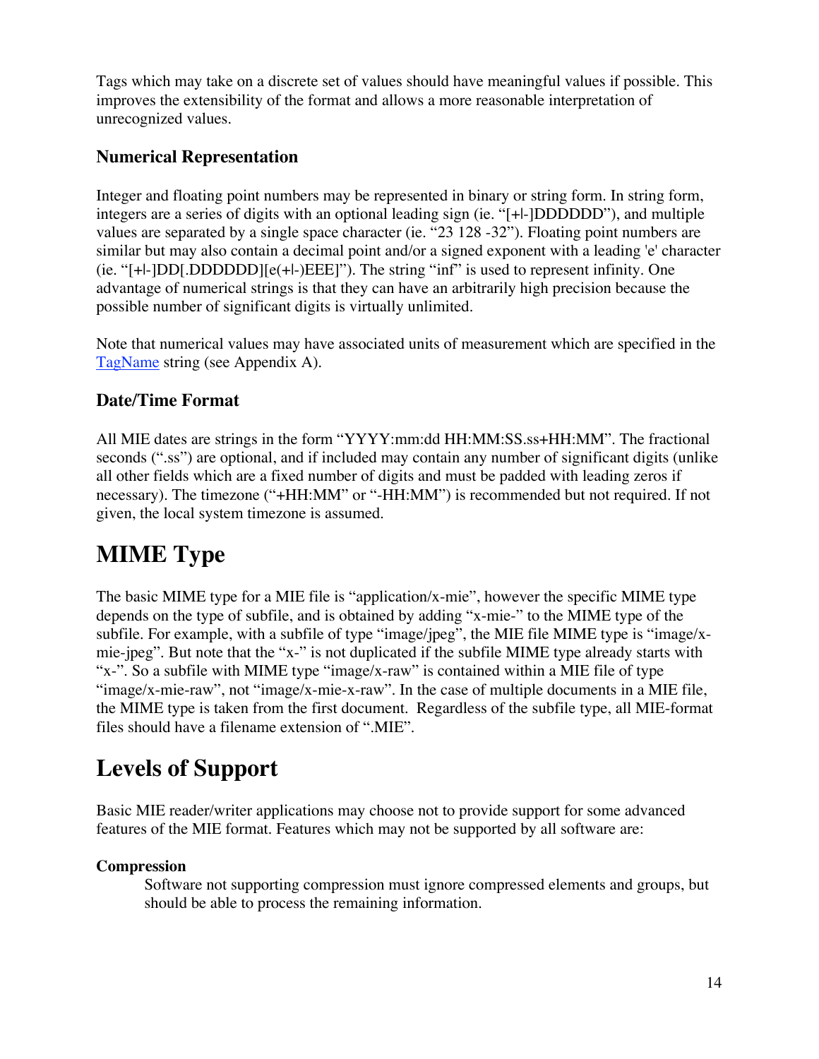Tags which may take on a discrete set of values should have meaningful values if possible. This improves the extensibility of the format and allows a more reasonable interpretation of unrecognized values.

### Numerical Representation

Integer and floating point numbers may be represented in binary or string form. In string form, integers are a series of digits with an optional leading sign (ie. "[+|-]DDDDDD"), and multiple values are separated by a single space character (ie. "23 128 -32"). Floating point numbers are similar but may also contain a decimal point and/or a signed exponent with a leading 'e' character (ie. "[+|-]DD[.DDDDDD][e(+|-)EEE]"). The string "inf" is used to represent infinity. One advantage of numerical strings is that they can have an arbitrarily high precision because the possible number of significant digits is virtually unlimited.

Note that numerical values may have associated units of measurement which are specified in the TagName string (see Appendix A).

### Date/Time Format

All MIE dates are strings in the form "YYYY:mm:dd HH:MM:SS.ss+HH:MM". The fractional seconds (".ss") are optional, and if included may contain any number of significant digits (unlike all other fields which are a fixed number of digits and must be padded with leading zeros if necessary). The timezone ("+HH:MM" or "-HH:MM") is recommended but not required. If not given, the local system timezone is assumed.

# MIME Type

The basic MIME type for a MIE file is "application/x-mie", however the specific MIME type depends on the type of subfile, and is obtained by adding "x-mie-" to the MIME type of the subfile. For example, with a subfile of type "image/jpeg", the MIE file MIME type is "image/x-mie-jpeg". But note that the "x-" is not duplicated if the subfile MIME type already starts with "x-". So a subfile with MIME type "image/x-raw" is contained within a MIE file of type "image/x-mie-raw", not "image/x-mie-x-raw". In the case of multiple documents in a MIE file, the MIME type is taken from the first document. Regardless of the subfile type, all MIE-format files should have a filename extension of ".MIE".

# Levels of Support

Basic MIE reader/writer applications may choose not to provide support for some advanced features of the MIE format. Features which may not be supported by all software are:

**Compression**

Software not supporting compression must ignore compressed elements and groups, but should be able to process the remaining information.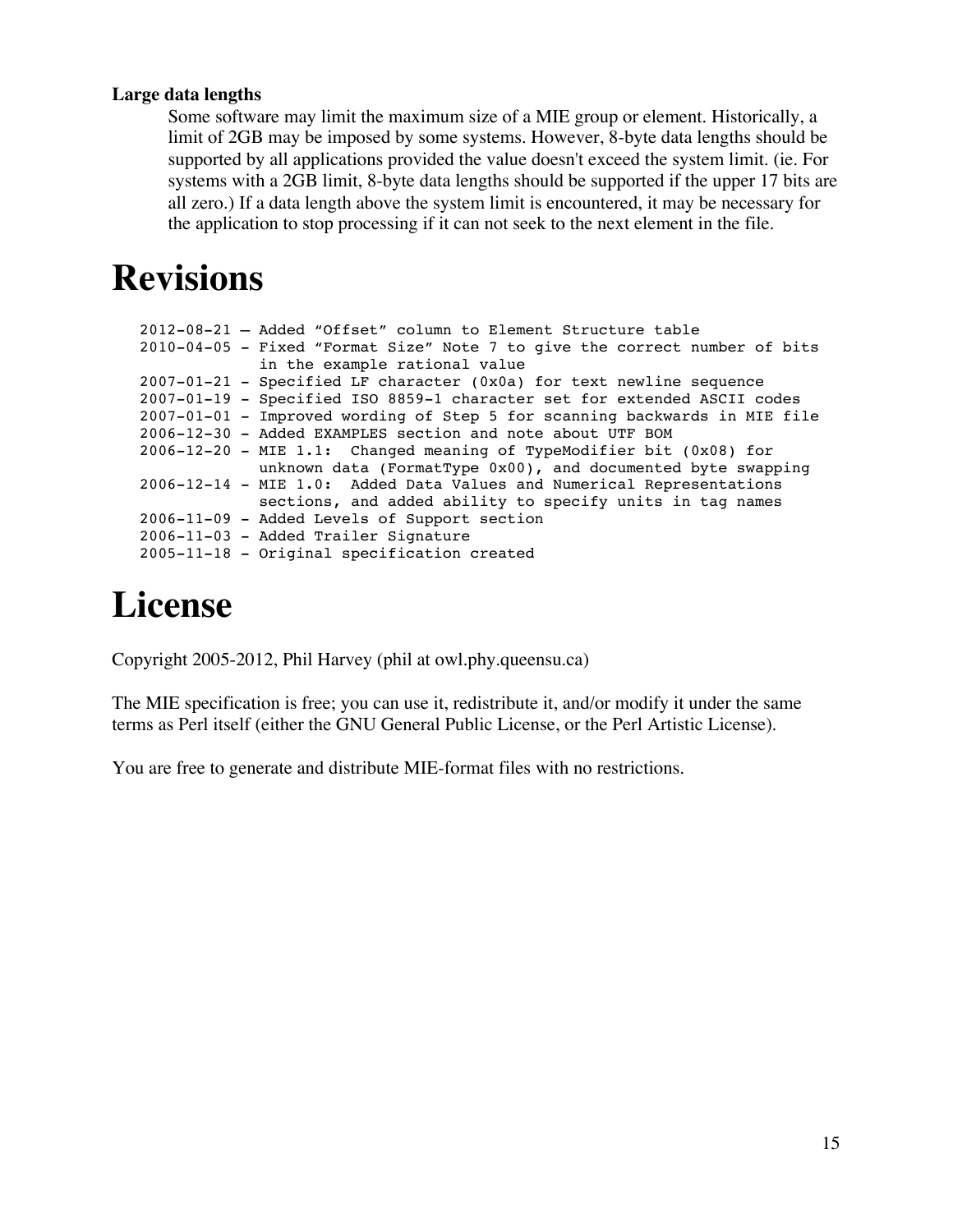**Large data lengths**

Some software may limit the maximum size of a MIE group or element. Historically, a limit of 2GB may be imposed by some systems. However, 8-byte data lengths should be supported by all applications provided the value doesn't exceed the system limit. (ie. For systems with a 2GB limit, 8-byte data lengths should be supported if the upper 17 bits are all zero.) If a data length above the system limit is encountered, it may be necessary for the application to stop processing if it can not seek to the next element in the file.

# Revisions

```
2012-08-21 – Added “Offset” column to Element Structure table
2010-04-05 - Fixed “Format Size” Note 7 to give the correct number of bits
             in the example rational value
2007-01-21 - Specified LF character (0x0a) for text newline sequence
2007-01-19 - Specified ISO 8859-1 character set for extended ASCII codes
2007-01-01 - Improved wording of Step 5 for scanning backwards in MIE file
2006-12-30 - Added EXAMPLES section and note about UTF BOM
2006-12-20 - MIE 1.1:  Changed meaning of TypeModifier bit (0x08) for
             unknown data (FormatType 0x00), and documented byte swapping
2006-12-14 - MIE 1.0:  Added Data Values and Numerical Representations
             sections, and added ability to specify units in tag names
2006-11-09 - Added Levels of Support section
2006-11-03 - Added Trailer Signature
2005-11-18 - Original specification created
```

# License

Copyright 2005-2012, Phil Harvey (phil at owl.phy.queensu.ca)

The MIE specification is free; you can use it, redistribute it, and/or modify it under the same terms as Perl itself (either the GNU General Public License, or the Perl Artistic License).

You are free to generate and distribute MIE-format files with no restrictions.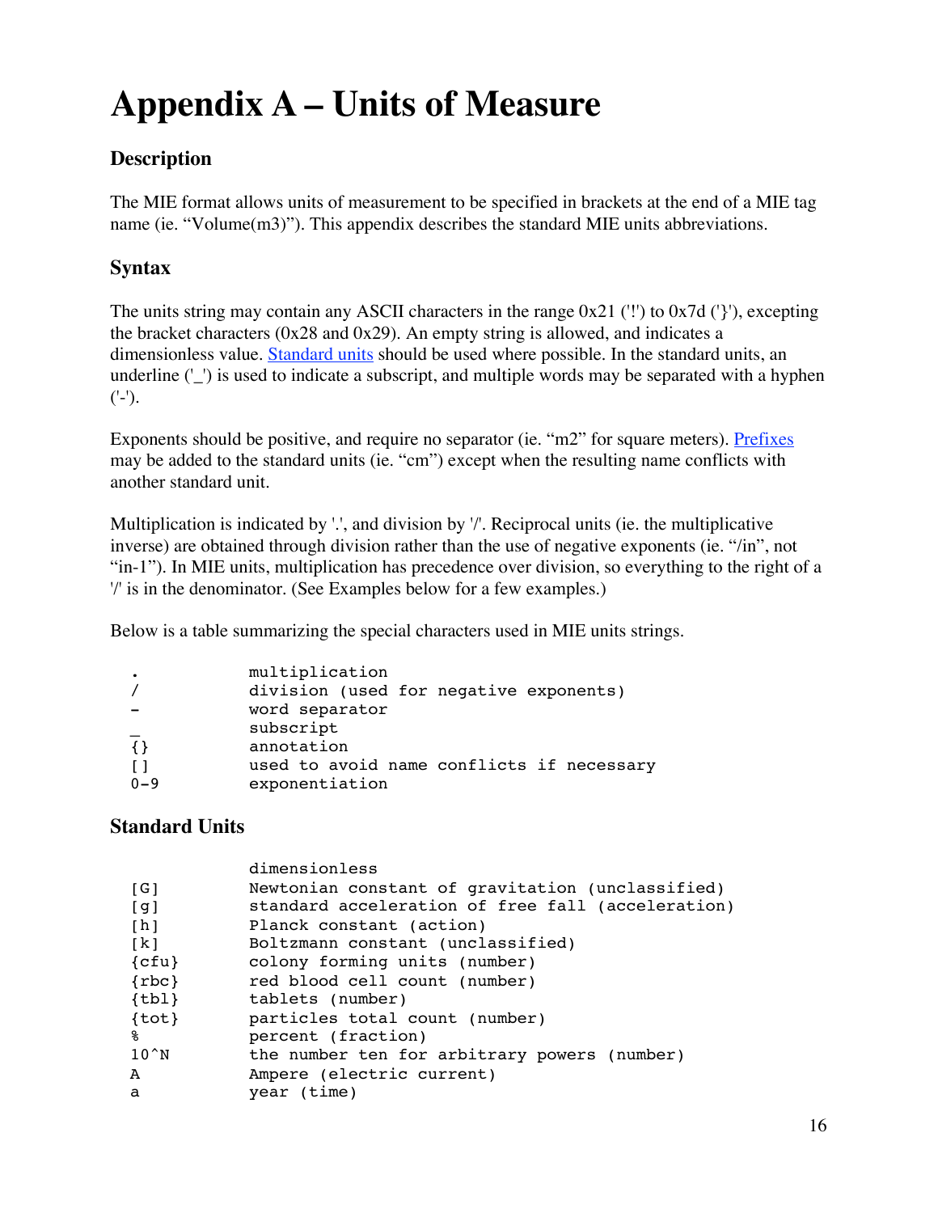# Appendix A – Units of Measure

## Description

The MIE format allows units of measurement to be specified in brackets at the end of a MIE tag name (ie. "Volume(m3)"). This appendix describes the standard MIE units abbreviations.

## Syntax

The units string may contain any ASCII characters in the range 0x21 ('!') to 0x7d ('}'), excepting the bracket characters (0x28 and 0x29). An empty string is allowed, and indicates a dimensionless value. Standard units should be used where possible. In the standard units, an underline ('_') is used to indicate a subscript, and multiple words may be separated with a hyphen ('-').

Exponents should be positive, and require no separator (ie. "m2" for square meters). Prefixes may be added to the standard units (ie. "cm") except when the resulting name conflicts with another standard unit.

Multiplication is indicated by '.', and division by '/'. Reciprocal units (ie. the multiplicative inverse) are obtained through division rather than the use of negative exponents (ie. "/in", not "in-1"). In MIE units, multiplication has precedence over division, so everything to the right of a '/' is in the denominator. (See Examples below for a few examples.)

Below is a table summarizing the special characters used in MIE units strings.

```
.           multiplication
/           division (used for negative exponents)
-           word separator
_           subscript
{}          annotation
[]          used to avoid name conflicts if necessary
0-9         exponentiation
```

## Standard Units

```
            dimensionless
[G]         Newtonian constant of gravitation (unclassified)
[g]         standard acceleration of free fall (acceleration)
[h]         Planck constant (action)
[k]         Boltzmann constant (unclassified)
{cfu}       colony forming units (number)
{rbc}       red blood cell count (number)
{tbl}       tablets (number)
{tot}       particles total count (number)
%           percent (fraction)
10^N        the number ten for arbitrary powers (number)
A           Ampere (electric current)
a           year (time)
```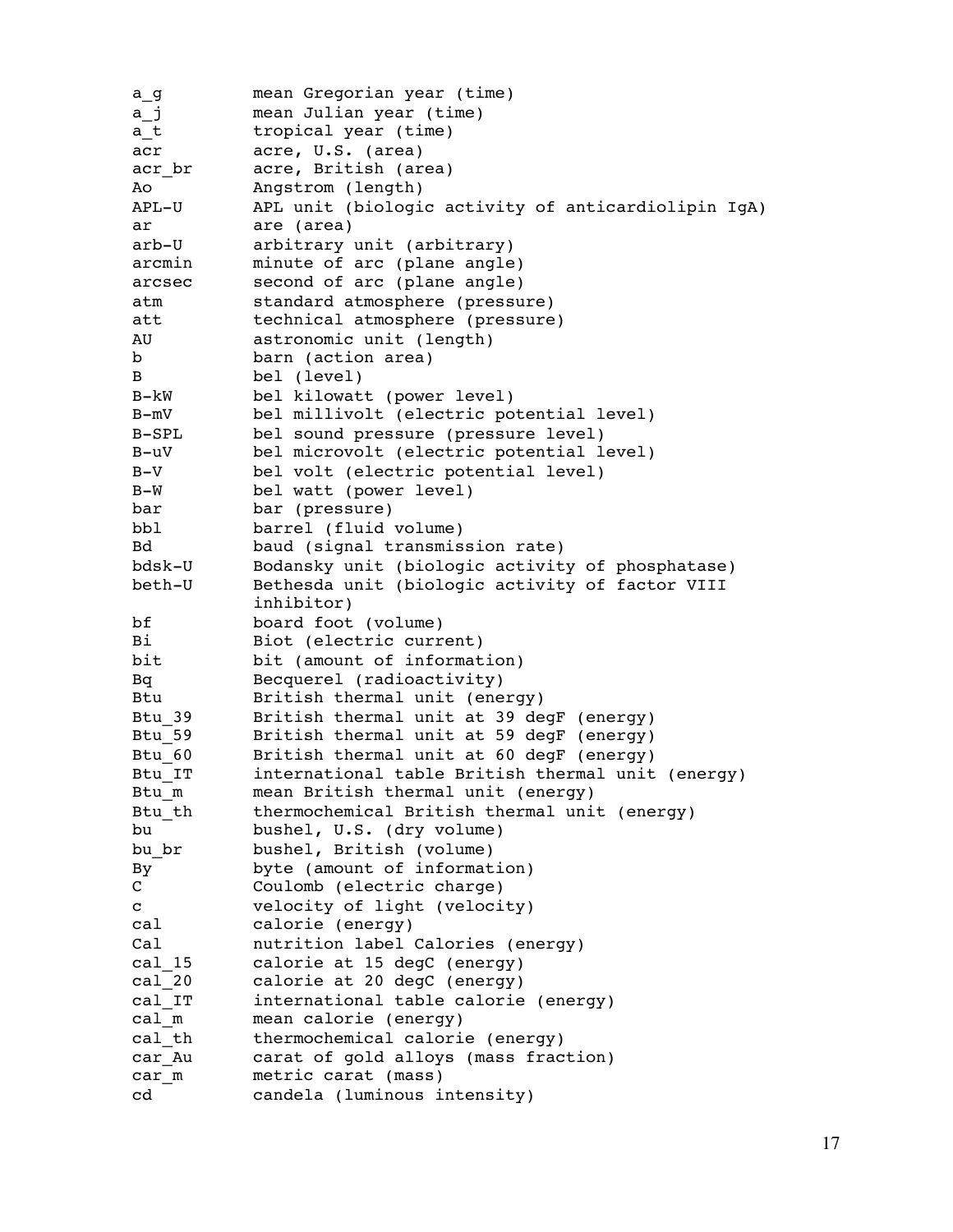```
a_g         mean Gregorian year (time)
a_j         mean Julian year (time)
a_t         tropical year (time)
acr         acre, U.S. (area)
acr_br      acre, British (area)
Ao          Angstrom (length)
APL-U       APL unit (biologic activity of anticardiolipin IgA)
ar          are (area)
arb-U       arbitrary unit (arbitrary)
arcmin      minute of arc (plane angle)
arcsec      second of arc (plane angle)
atm         standard atmosphere (pressure)
att         technical atmosphere (pressure)
AU          astronomic unit (length)
b           barn (action area)
B           bel (level)
B-kW        bel kilowatt (power level)
B-mV        bel millivolt (electric potential level)
B-SPL       bel sound pressure (pressure level)
B-uV        bel microvolt (electric potential level)
B-V         bel volt (electric potential level)
B-W         bel watt (power level)
bar         bar (pressure)
bbl         barrel (fluid volume)
Bd          baud (signal transmission rate)
bdsk-U      Bodansky unit (biologic activity of phosphatase)
beth-U      Bethesda unit (biologic activity of factor VIII
            inhibitor)
bf          board foot (volume)
Bi          Biot (electric current)
bit         bit (amount of information)
Bq          Becquerel (radioactivity)
Btu         British thermal unit (energy)
Btu_39      British thermal unit at 39 degF (energy)
Btu_59      British thermal unit at 59 degF (energy)
Btu_60      British thermal unit at 60 degF (energy)
Btu_IT      international table British thermal unit (energy)
Btu_m       mean British thermal unit (energy)
Btu_th      thermochemical British thermal unit (energy)
bu          bushel, U.S. (dry volume)
bu_br       bushel, British (volume)
By          byte (amount of information)
C           Coulomb (electric charge)
c           velocity of light (velocity)
cal         calorie (energy)
Cal         nutrition label Calories (energy)
cal_15      calorie at 15 degC (energy)
cal_20      calorie at 20 degC (energy)
cal_IT      international table calorie (energy)
cal_m       mean calorie (energy)
cal_th      thermochemical calorie (energy)
car_Au      carat of gold alloys (mass fraction)
car_m       metric carat (mass)
cd          candela (luminous intensity)
```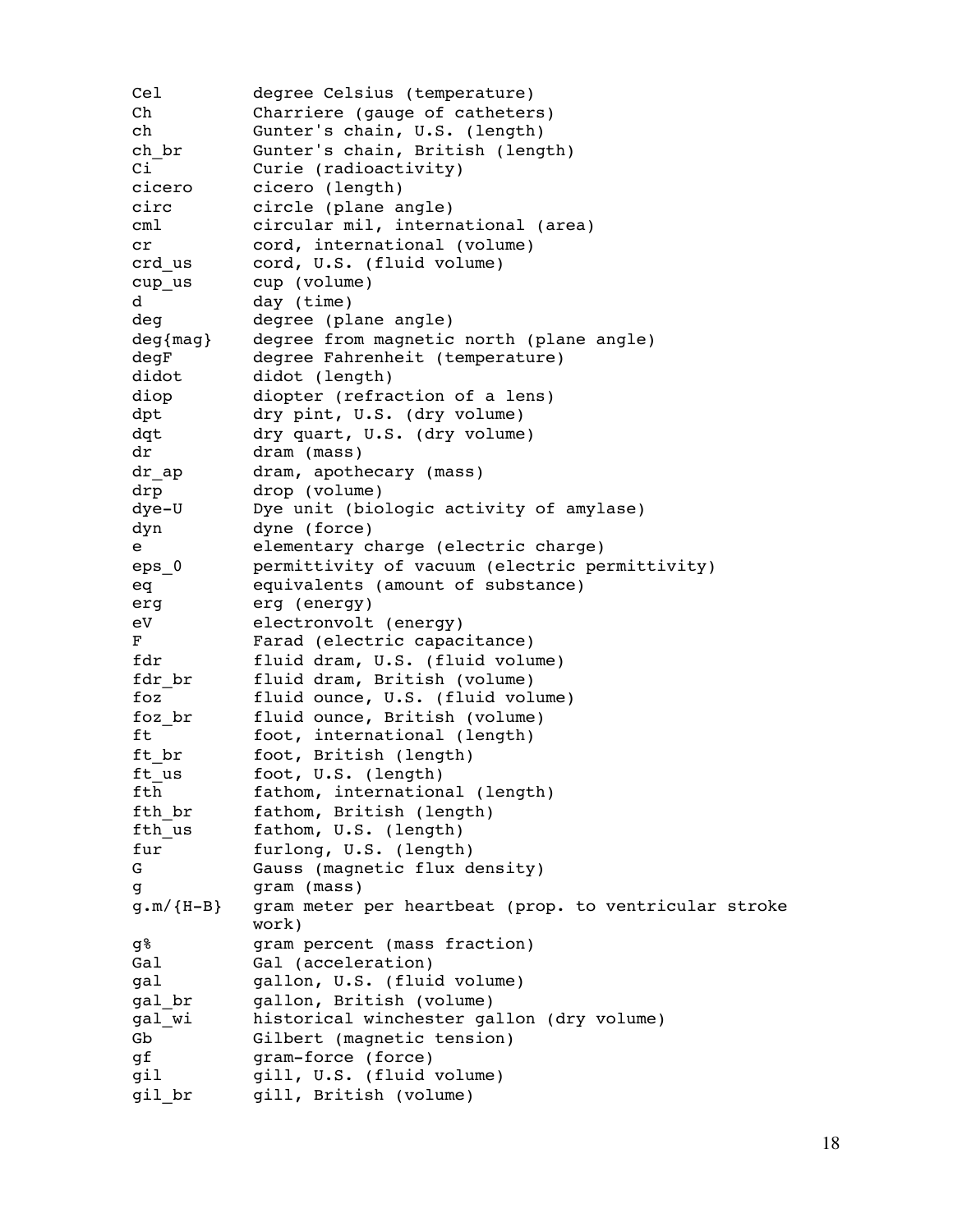```
Cel         degree Celsius (temperature)
Ch          Charriere (gauge of catheters)
ch          Gunter's chain, U.S. (length)
ch_br       Gunter's chain, British (length)
Ci          Curie (radioactivity)
cicero      cicero (length)
circ        circle (plane angle)
cml         circular mil, international (area)
cr          cord, international (volume)
crd_us      cord, U.S. (fluid volume)
cup_us      cup (volume)
d           day (time)
deg         degree (plane angle)
deg{mag}    degree from magnetic north (plane angle)
degF        degree Fahrenheit (temperature)
didot       didot (length)
diop        diopter (refraction of a lens)
dpt         dry pint, U.S. (dry volume)
dqt         dry quart, U.S. (dry volume)
dr          dram (mass)
dr_ap       dram, apothecary (mass)
drp         drop (volume)
dye-U       Dye unit (biologic activity of amylase)
dyn         dyne (force)
e           elementary charge (electric charge)
eps_0       permittivity of vacuum (electric permittivity)
eq          equivalents (amount of substance)
erg         erg (energy)
eV          electronvolt (energy)
F           Farad (electric capacitance)
fdr         fluid dram, U.S. (fluid volume)
fdr_br      fluid dram, British (volume)
foz         fluid ounce, U.S. (fluid volume)
foz_br      fluid ounce, British (volume)
ft          foot, international (length)
ft_br       foot, British (length)
ft_us       foot, U.S. (length)
fth         fathom, international (length)
fth_br      fathom, British (length)
fth_us      fathom, U.S. (length)
fur         furlong, U.S. (length)
G           Gauss (magnetic flux density)
g           gram (mass)
g.m/{H-B}   gram meter per heartbeat (prop. to ventricular stroke
            work)
g%          gram percent (mass fraction)
Gal         Gal (acceleration)
gal         gallon, U.S. (fluid volume)
gal_br      gallon, British (volume)
gal_wi      historical winchester gallon (dry volume)
Gb          Gilbert (magnetic tension)
gf          gram-force (force)
gil         gill, U.S. (fluid volume)
gil_br      gill, British (volume)
```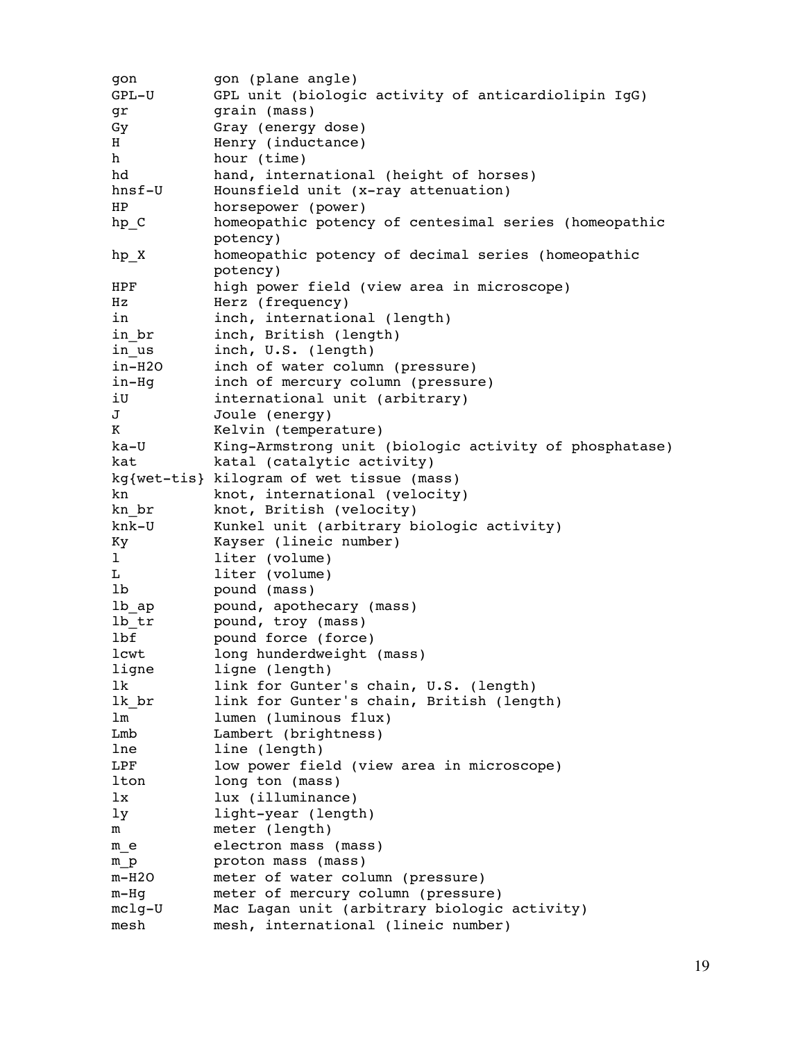```
gon          gon (plane angle)
GPL-U        GPL unit (biologic activity of anticardiolipin IgG)
gr           grain (mass)
Gy           Gray (energy dose)
H            Henry (inductance)
h            hour (time)
hd           hand, international (height of horses)
hnsf-U       Hounsfield unit (x-ray attenuation)
HP           horsepower (power)
hp_C         homeopathic potency of centesimal series (homeopathic
             potency)
hp_X         homeopathic potency of decimal series (homeopathic
             potency)
HPF          high power field (view area in microscope)
Hz           Herz (frequency)
in           inch, international (length)
in_br        inch, British (length)
in_us        inch, U.S. (length)
in-H2O       inch of water column (pressure)
in-Hg        inch of mercury column (pressure)
iU           international unit (arbitrary)
J            Joule (energy)
K            Kelvin (temperature)
ka-U         King-Armstrong unit (biologic activity of phosphatase)
kat          katal (catalytic activity)
kg{wet-tis}  kilogram of wet tissue (mass)
kn           knot, international (velocity)
kn_br        knot, British (velocity)
knk-U        Kunkel unit (arbitrary biologic activity)
Ky           Kayser (lineic number)
l            liter (volume)
L            liter (volume)
lb           pound (mass)
lb_ap        pound, apothecary (mass)
lb_tr        pound, troy (mass)
lbf          pound force (force)
lcwt         long hunderdweight (mass)
ligne        ligne (length)
lk           link for Gunter's chain, U.S. (length)
lk_br        link for Gunter's chain, British (length)
lm           lumen (luminous flux)
Lmb          Lambert (brightness)
lne          line (length)
LPF          low power field (view area in microscope)
lton         long ton (mass)
lx           lux (illuminance)
ly           light-year (length)
m            meter (length)
m_e          electron mass (mass)
m_p          proton mass (mass)
m-H2O        meter of water column (pressure)
m-Hg         meter of mercury column (pressure)
mclg-U       Mac Lagan unit (arbitrary biologic activity)
mesh         mesh, international (lineic number)
```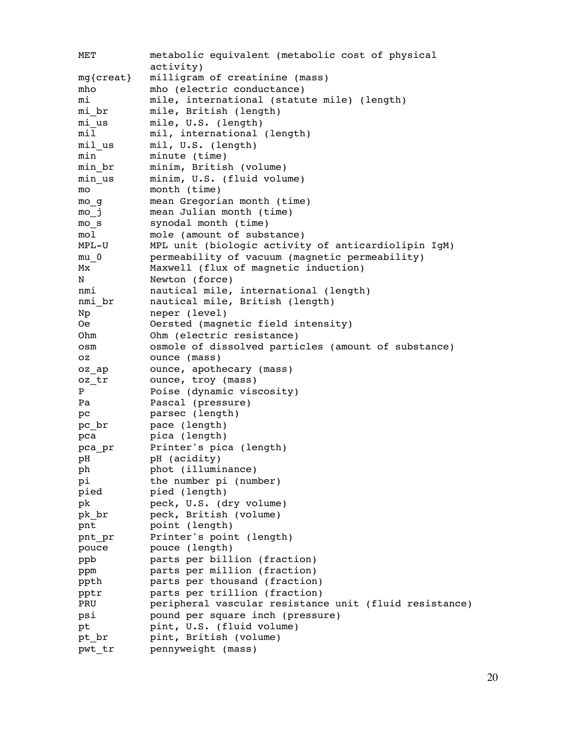```
MET         metabolic equivalent (metabolic cost of physical
            activity)
mg{creat}   milligram of creatinine (mass)
mho         mho (electric conductance)
mi          mile, international (statute mile) (length)
mi_br       mile, British (length)
mi_us       mile, U.S. (length)
mil         mil, international (length)
mil_us      mil, U.S. (length)
min         minute (time)
min_br      minim, British (volume)
min_us      minim, U.S. (fluid volume)
mo          month (time)
mo_g        mean Gregorian month (time)
mo_j        mean Julian month (time)
mo_s        synodal month (time)
mol         mole (amount of substance)
MPL-U       MPL unit (biologic activity of anticardiolipin IgM)
mu_0        permeability of vacuum (magnetic permeability)
Mx          Maxwell (flux of magnetic induction)
N           Newton (force)
nmi         nautical mile, international (length)
nmi_br      nautical mile, British (length)
Np          neper (level)
Oe          Oersted (magnetic field intensity)
Ohm         Ohm (electric resistance)
osm         osmole of dissolved particles (amount of substance)
oz          ounce (mass)
oz_ap       ounce, apothecary (mass)
oz_tr       ounce, troy (mass)
P           Poise (dynamic viscosity)
Pa          Pascal (pressure)
pc          parsec (length)
pc_br       pace (length)
pca         pica (length)
pca_pr      Printer's pica (length)
pH          pH (acidity)
ph          phot (illuminance)
pi          the number pi (number)
pied        pied (length)
pk          peck, U.S. (dry volume)
pk_br       peck, British (volume)
pnt         point (length)
pnt_pr      Printer's point (length)
pouce       pouce (length)
ppb         parts per billion (fraction)
ppm         parts per million (fraction)
ppth        parts per thousand (fraction)
pptr        parts per trillion (fraction)
PRU         peripheral vascular resistance unit (fluid resistance)
psi         pound per square inch (pressure)
pt          pint, U.S. (fluid volume)
pt_br       pint, British (volume)
pwt_tr      pennyweight (mass)
```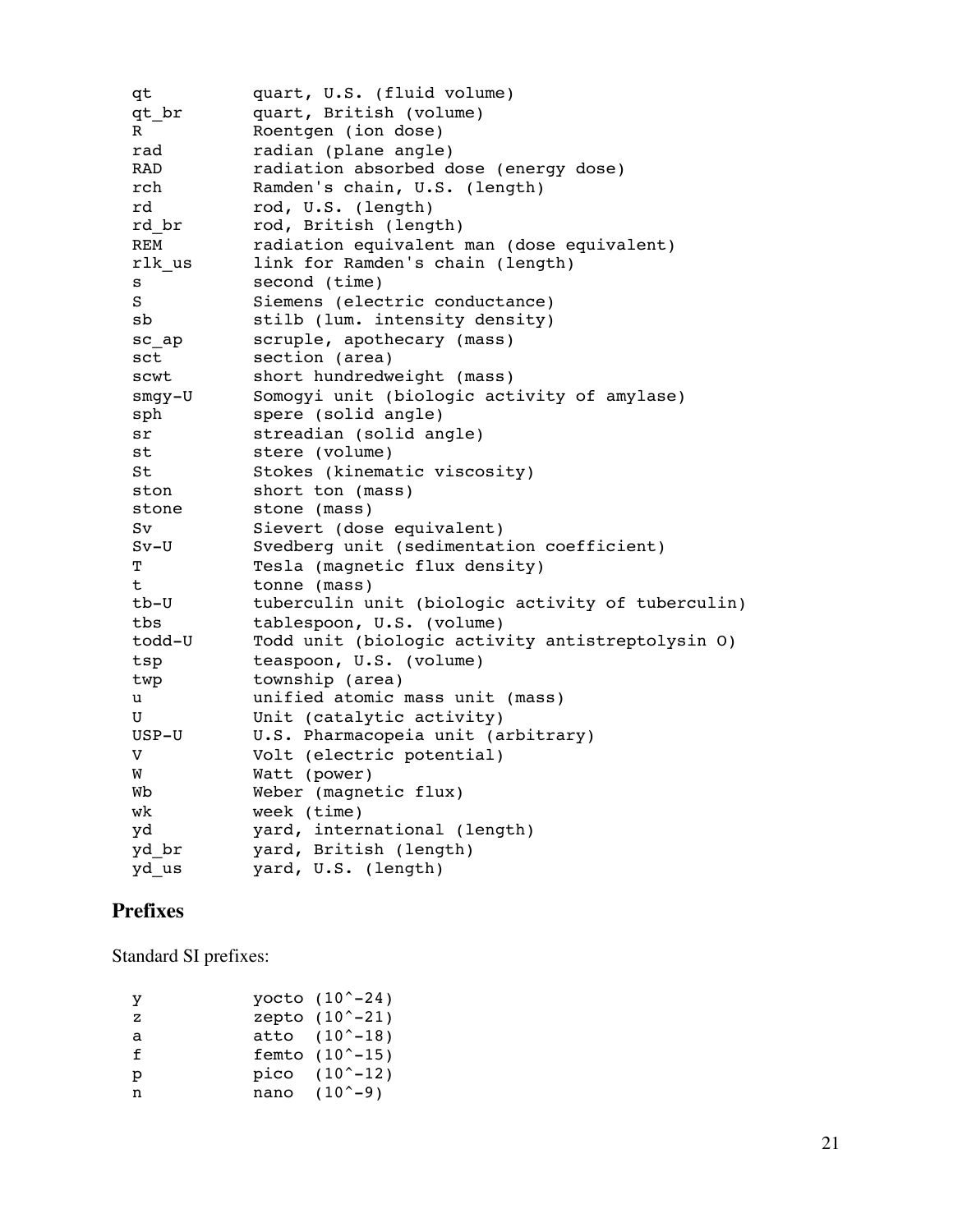```
qt          quart, U.S. (fluid volume)
qt_br       quart, British (volume)
R           Roentgen (ion dose)
rad         radian (plane angle)
RAD         radiation absorbed dose (energy dose)
rch         Ramden's chain, U.S. (length)
rd          rod, U.S. (length)
rd_br       rod, British (length)
REM         radiation equivalent man (dose equivalent)
rlk_us      link for Ramden's chain (length)
s           second (time)
S           Siemens (electric conductance)
sb          stilb (lum. intensity density)
sc_ap       scruple, apothecary (mass)
sct         section (area)
scwt        short hundredweight (mass)
smgy-U      Somogyi unit (biologic activity of amylase)
sph         spere (solid angle)
sr          streadian (solid angle)
st          stere (volume)
St          Stokes (kinematic viscosity)
ston        short ton (mass)
stone       stone (mass)
Sv          Sievert (dose equivalent)
Sv-U        Svedberg unit (sedimentation coefficient)
T           Tesla (magnetic flux density)
t           tonne (mass)
tb-U        tuberculin unit (biologic activity of tuberculin)
tbs         tablespoon, U.S. (volume)
todd-U      Todd unit (biologic activity antistreptolysin O)
tsp         teaspoon, U.S. (volume)
twp         township (area)
u           unified atomic mass unit (mass)
U           Unit (catalytic activity)
USP-U       U.S. Pharmacopeia unit (arbitrary)
V           Volt (electric potential)
W           Watt (power)
Wb          Weber (magnetic flux)
wk          week (time)
yd          yard, international (length)
yd_br       yard, British (length)
yd_us       yard, U.S. (length)
```

## Prefixes

Standard SI prefixes:

```
y           yocto (10^-24)
z           zepto (10^-21)
a           atto  (10^-18)
f           femto (10^-15)
p           pico  (10^-12)
n           nano  (10^-9)
```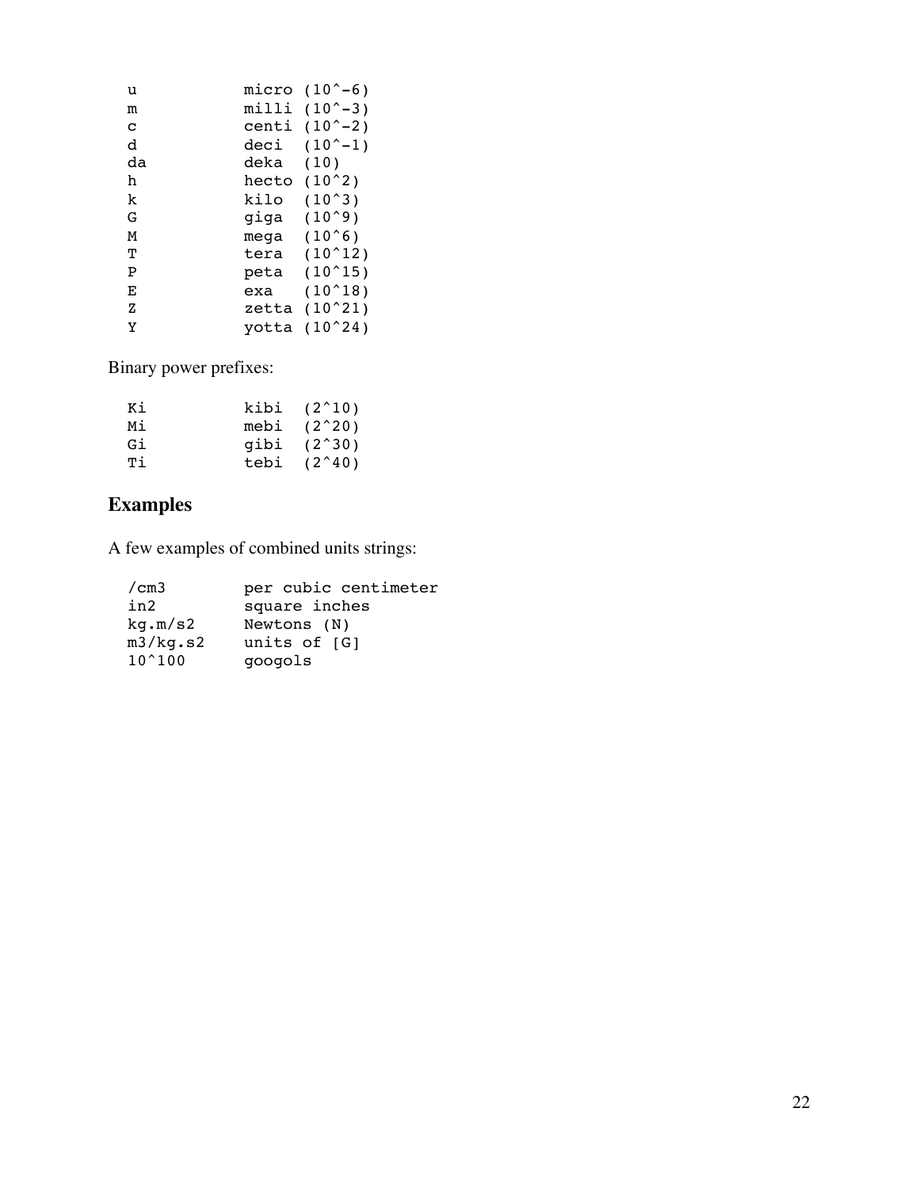```
u           micro (10^-6)
m           milli (10^-3)
c           centi (10^-2)
d           deci  (10^-1)
da          deka  (10)
h           hecto (10^2)
k           kilo  (10^3)
G           giga  (10^9)
M           mega  (10^6)
T           tera  (10^12)
P           peta  (10^15)
E           exa   (10^18)
Z           zetta (10^21)
Y           yotta (10^24)
```

Binary power prefixes:

```
Ki          kibi  (2^10)
Mi          mebi  (2^20)
Gi          gibi  (2^30)
Ti          tebi  (2^40)
```

## Examples

A few examples of combined units strings:

```
/cm3        per cubic centimeter
in2         square inches
kg.m/s2     Newtons (N)
m3/kg.s2    units of [G]
10^100      googols
```